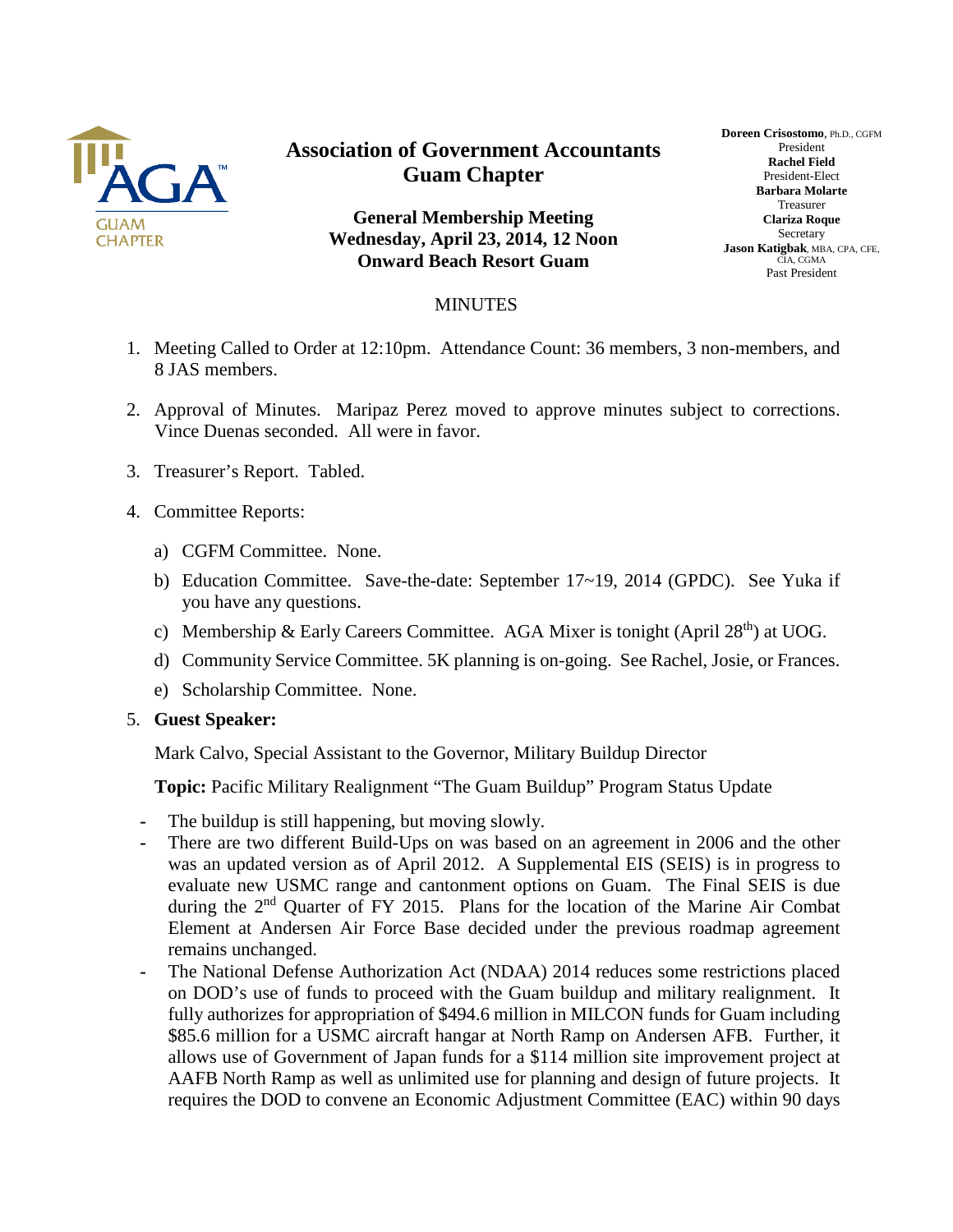# Association of Government Accountants Guam Chapter

AGA GUAM CHAPTER

**General Membership Meeting**
**Wednesday, April 23, 2014, 12 Noon**
**Onward Beach Resort Guam**

**Doreen Crisostomo**, Ph.D., CGFM
President
**Rachel Field**
President-Elect
**Barbara Molarte**
Treasurer
**Clariza Roque**
Secretary
**Jason Katigbak**, MBA, CPA, CFE, CIA, CGMA
Past President

## MINUTES

1. Meeting Called to Order at 12:10pm. Attendance Count: 36 members, 3 non-members, and 8 JAS members.

2. Approval of Minutes. Maripaz Perez moved to approve minutes subject to corrections. Vince Duenas seconded. All were in favor.

3. Treasurer's Report. Tabled.

4. Committee Reports:

   a) CGFM Committee. None.

   b) Education Committee. Save-the-date: September 17~19, 2014 (GPDC). See Yuka if you have any questions.

   c) Membership & Early Careers Committee. AGA Mixer is tonight (April 28th) at UOG.

   d) Community Service Committee. 5K planning is on-going. See Rachel, Josie, or Frances.

   e) Scholarship Committee. None.

5. **Guest Speaker:**

   Mark Calvo, Special Assistant to the Governor, Military Buildup Director

   **Topic:** Pacific Military Realignment "The Guam Buildup" Program Status Update

   - The buildup is still happening, but moving slowly.
   - There are two different Build-Ups on was based on an agreement in 2006 and the other was an updated version as of April 2012. A Supplemental EIS (SEIS) is in progress to evaluate new USMC range and cantonment options on Guam. The Final SEIS is due during the 2nd Quarter of FY 2015. Plans for the location of the Marine Air Combat Element at Andersen Air Force Base decided under the previous roadmap agreement remains unchanged.
   - The National Defense Authorization Act (NDAA) 2014 reduces some restrictions placed on DOD's use of funds to proceed with the Guam buildup and military realignment. It fully authorizes for appropriation of $494.6 million in MILCON funds for Guam including $85.6 million for a USMC aircraft hangar at North Ramp on Andersen AFB. Further, it allows use of Government of Japan funds for a $114 million site improvement project at AAFB North Ramp as well as unlimited use for planning and design of future projects. It requires the DOD to convene an Economic Adjustment Committee (EAC) within 90 days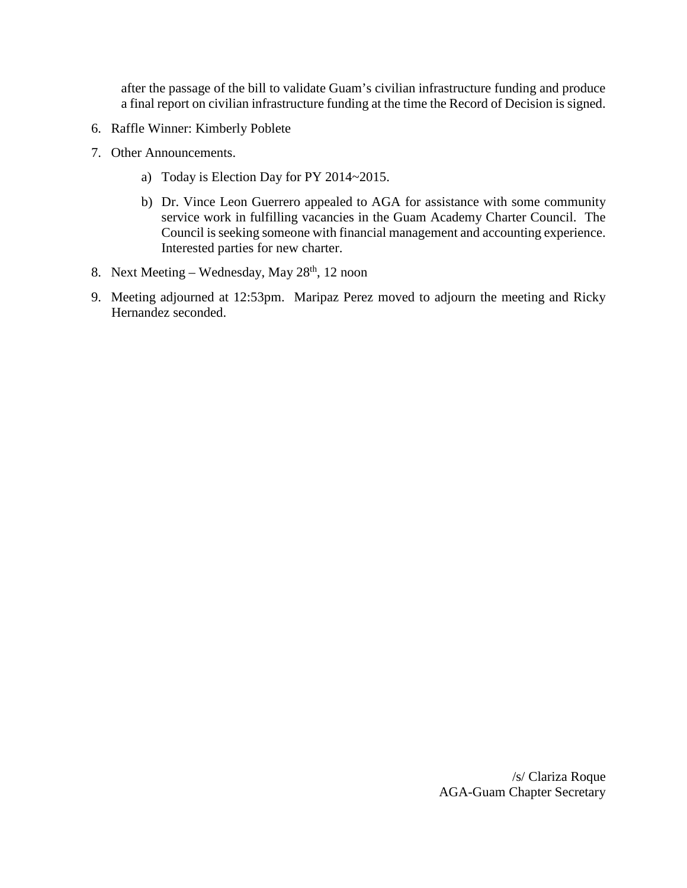after the passage of the bill to validate Guam's civilian infrastructure funding and produce a final report on civilian infrastructure funding at the time the Record of Decision is signed.

6. Raffle Winner: Kimberly Poblete

7. Other Announcements.

   a) Today is Election Day for PY 2014~2015.

   b) Dr. Vince Leon Guerrero appealed to AGA for assistance with some community service work in fulfilling vacancies in the Guam Academy Charter Council. The Council is seeking someone with financial management and accounting experience. Interested parties for new charter.

8. Next Meeting – Wednesday, May 28th, 12 noon

9. Meeting adjourned at 12:53pm. Maripaz Perez moved to adjourn the meeting and Ricky Hernandez seconded.

/s/ Clariza Roque
AGA-Guam Chapter Secretary